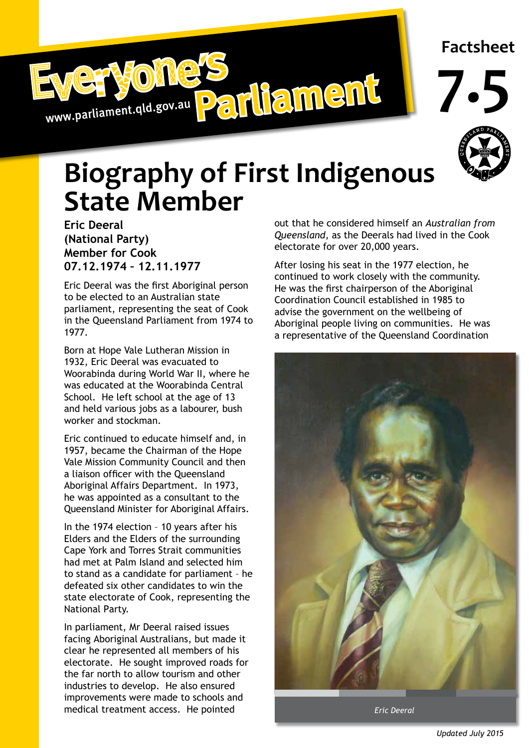Everyone's Parliament

www.parliament.qld.gov.au

Factsheet

7.5

# Biography of First Indigenous State Member

**Eric Deeral**
**(National Party)**
**Member for Cook**
**07.12.1974 – 12.11.1977**

Eric Deeral was the first Aboriginal person to be elected to an Australian state parliament, representing the seat of Cook in the Queensland Parliament from 1974 to 1977.

Born at Hope Vale Lutheran Mission in 1932, Eric Deeral was evacuated to Woorabinda during World War II, where he was educated at the Woorabinda Central School. He left school at the age of 13 and held various jobs as a labourer, bush worker and stockman.

Eric continued to educate himself and, in 1957, became the Chairman of the Hope Vale Mission Community Council and then a liaison officer with the Queensland Aboriginal Affairs Department. In 1973, he was appointed as a consultant to the Queensland Minister for Aboriginal Affairs.

In the 1974 election – 10 years after his Elders and the Elders of the surrounding Cape York and Torres Strait communities had met at Palm Island and selected him to stand as a candidate for parliament – he defeated six other candidates to win the state electorate of Cook, representing the National Party.

In parliament, Mr Deeral raised issues facing Aboriginal Australians, but made it clear he represented all members of his electorate. He sought improved roads for the far north to allow tourism and other industries to develop. He also ensured improvements were made to schools and medical treatment access. He pointed out that he considered himself an *Australian from Queensland*, as the Deerals had lived in the Cook electorate for over 20,000 years.

After losing his seat in the 1977 election, he continued to work closely with the community. He was the first chairperson of the Aboriginal Coordination Council established in 1985 to advise the government on the wellbeing of Aboriginal people living on communities. He was a representative of the Queensland Coordination

*Eric Deeral*

*Updated July 2015*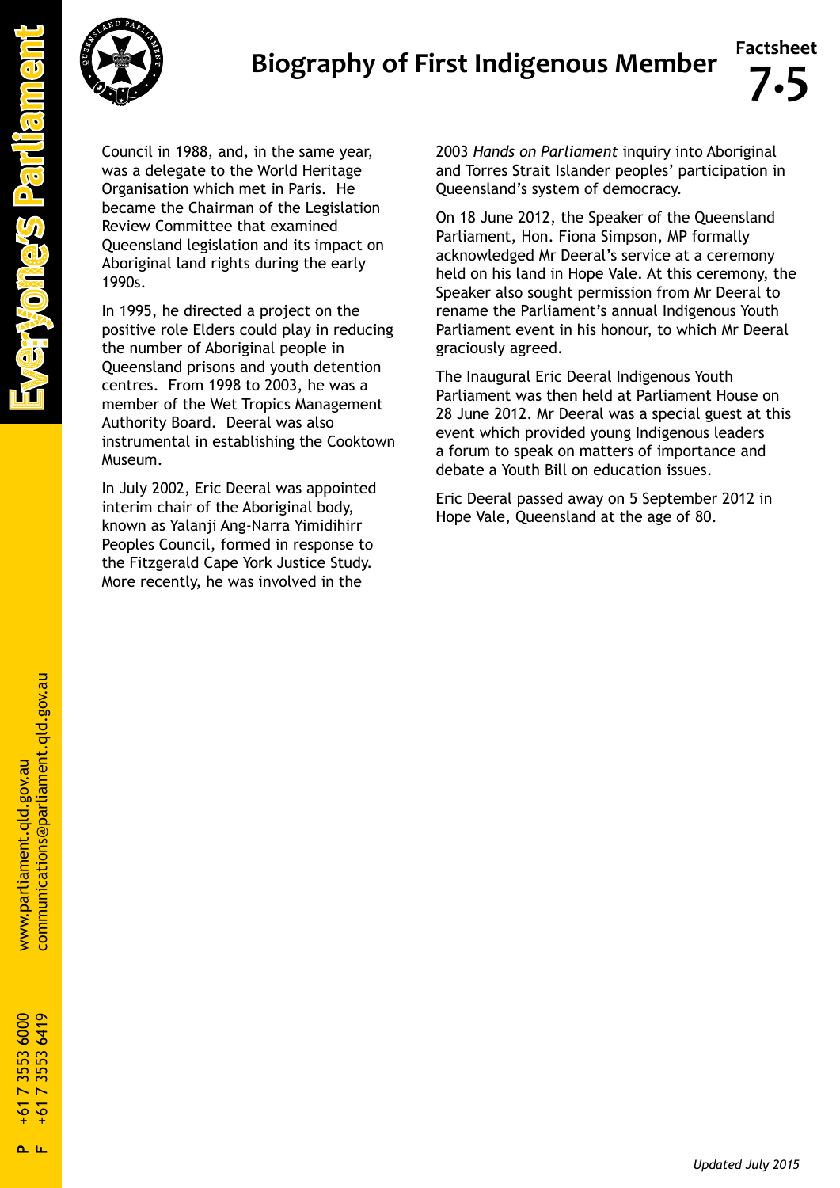Council in 1988, and, in the same year, was a delegate to the World Heritage Organisation which met in Paris. He became the Chairman of the Legislation Review Committee that examined Queensland legislation and its impact on Aboriginal land rights during the early 1990s.

In 1995, he directed a project on the positive role Elders could play in reducing the number of Aboriginal people in Queensland prisons and youth detention centres. From 1998 to 2003, he was a member of the Wet Tropics Management Authority Board. Deeral was also instrumental in establishing the Cooktown Museum.

In July 2002, Eric Deeral was appointed interim chair of the Aboriginal body, known as Yalanji Ang-Narra Yimidihirr Peoples Council, formed in response to the Fitzgerald Cape York Justice Study. More recently, he was involved in the 2003 *Hands on Parliament* inquiry into Aboriginal and Torres Strait Islander peoples' participation in Queensland's system of democracy.

On 18 June 2012, the Speaker of the Queensland Parliament, Hon. Fiona Simpson, MP formally acknowledged Mr Deeral's service at a ceremony held on his land in Hope Vale. At this ceremony, the Speaker also sought permission from Mr Deeral to rename the Parliament's annual Indigenous Youth Parliament event in his honour, to which Mr Deeral graciously agreed.

The Inaugural Eric Deeral Indigenous Youth Parliament was then held at Parliament House on 28 June 2012. Mr Deeral was a special guest at this event which provided young Indigenous leaders a forum to speak on matters of importance and debate a Youth Bill on education issues.

Eric Deeral passed away on 5 September 2012 in Hope Vale, Queensland at the age of 80.

*Updated July 2015*